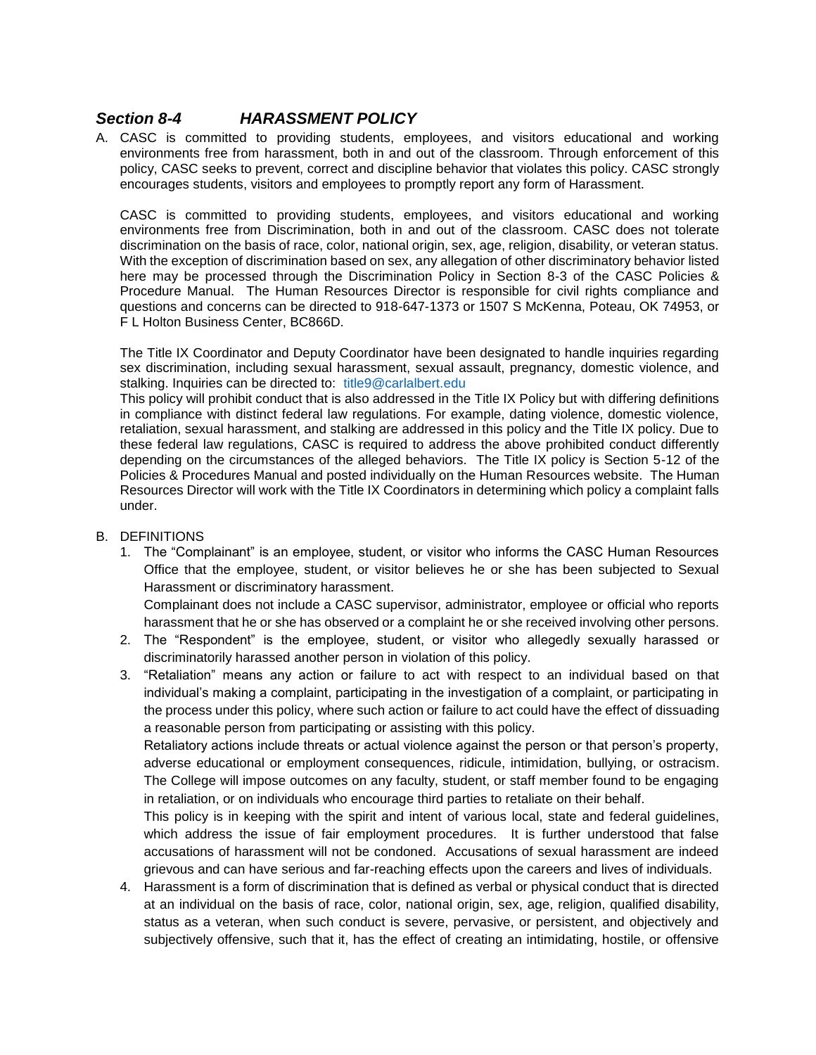## *Section 8-4 HARASSMENT POLICY*

A. CASC is committed to providing students, employees, and visitors educational and working environments free from harassment, both in and out of the classroom. Through enforcement of this policy, CASC seeks to prevent, correct and discipline behavior that violates this policy. CASC strongly encourages students, visitors and employees to promptly report any form of Harassment.

   CASC is committed to providing students, employees, and visitors educational and working environments free from Discrimination, both in and out of the classroom. CASC does not tolerate discrimination on the basis of race, color, national origin, sex, age, religion, disability, or veteran status. With the exception of discrimination based on sex, any allegation of other discriminatory behavior listed here may be processed through the Discrimination Policy in Section 8-3 of the CASC Policies & Procedure Manual. The Human Resources Director is responsible for civil rights compliance and questions and concerns can be directed to 918-647-1373 or 1507 S McKenna, Poteau, OK 74953, or F L Holton Business Center, BC866D.

   The Title IX Coordinator and Deputy Coordinator have been designated to handle inquiries regarding sex discrimination, including sexual harassment, sexual assault, pregnancy, domestic violence, and stalking. Inquiries can be directed to: title9@carlalbert.edu
   This policy will prohibit conduct that is also addressed in the Title IX Policy but with differing definitions in compliance with distinct federal law regulations. For example, dating violence, domestic violence, retaliation, sexual harassment, and stalking are addressed in this policy and the Title IX policy. Due to these federal law regulations, CASC is required to address the above prohibited conduct differently depending on the circumstances of the alleged behaviors. The Title IX policy is Section 5-12 of the Policies & Procedures Manual and posted individually on the Human Resources website. The Human Resources Director will work with the Title IX Coordinators in determining which policy a complaint falls under.

B. DEFINITIONS
   1. The "Complainant" is an employee, student, or visitor who informs the CASC Human Resources Office that the employee, student, or visitor believes he or she has been subjected to Sexual Harassment or discriminatory harassment.
      Complainant does not include a CASC supervisor, administrator, employee or official who reports harassment that he or she has observed or a complaint he or she received involving other persons.
   2. The "Respondent" is the employee, student, or visitor who allegedly sexually harassed or discriminatorily harassed another person in violation of this policy.
   3. "Retaliation" means any action or failure to act with respect to an individual based on that individual's making a complaint, participating in the investigation of a complaint, or participating in the process under this policy, where such action or failure to act could have the effect of dissuading a reasonable person from participating or assisting with this policy.
      Retaliatory actions include threats or actual violence against the person or that person's property, adverse educational or employment consequences, ridicule, intimidation, bullying, or ostracism. The College will impose outcomes on any faculty, student, or staff member found to be engaging in retaliation, or on individuals who encourage third parties to retaliate on their behalf.
      This policy is in keeping with the spirit and intent of various local, state and federal guidelines, which address the issue of fair employment procedures. It is further understood that false accusations of harassment will not be condoned. Accusations of sexual harassment are indeed grievous and can have serious and far-reaching effects upon the careers and lives of individuals.
   4. Harassment is a form of discrimination that is defined as verbal or physical conduct that is directed at an individual on the basis of race, color, national origin, sex, age, religion, qualified disability, status as a veteran, when such conduct is severe, pervasive, or persistent, and objectively and subjectively offensive, such that it, has the effect of creating an intimidating, hostile, or offensive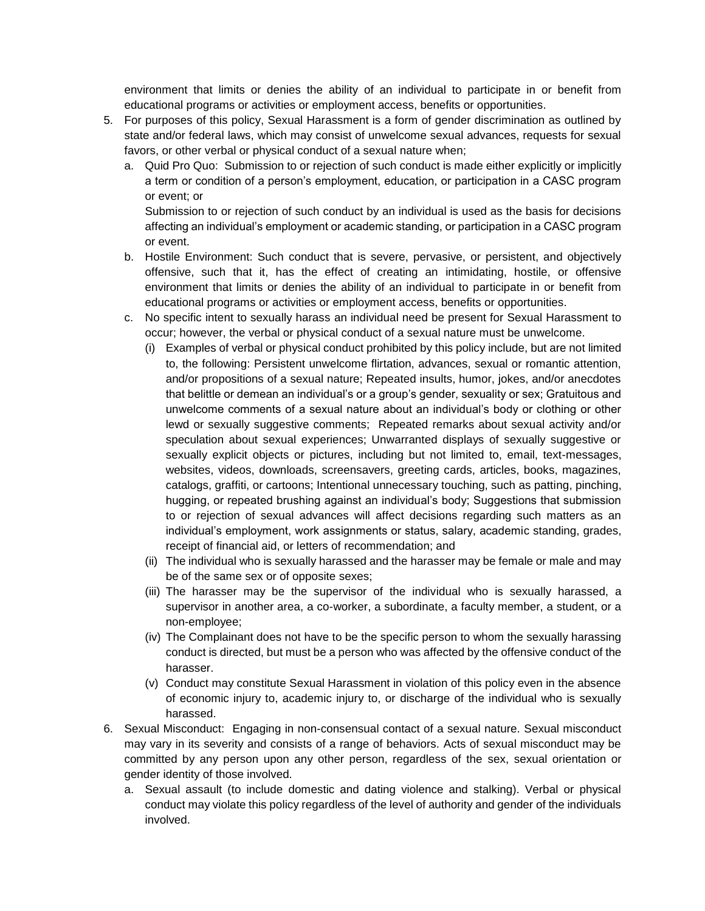environment that limits or denies the ability of an individual to participate in or benefit from educational programs or activities or employment access, benefits or opportunities.

5. For purposes of this policy, Sexual Harassment is a form of gender discrimination as outlined by state and/or federal laws, which may consist of unwelcome sexual advances, requests for sexual favors, or other verbal or physical conduct of a sexual nature when;
   a. Quid Pro Quo: Submission to or rejection of such conduct is made either explicitly or implicitly a term or condition of a person's employment, education, or participation in a CASC program or event; or

      Submission to or rejection of such conduct by an individual is used as the basis for decisions affecting an individual's employment or academic standing, or participation in a CASC program or event.
   b. Hostile Environment: Such conduct that is severe, pervasive, or persistent, and objectively offensive, such that it, has the effect of creating an intimidating, hostile, or offensive environment that limits or denies the ability of an individual to participate in or benefit from educational programs or activities or employment access, benefits or opportunities.
   c. No specific intent to sexually harass an individual need be present for Sexual Harassment to occur; however, the verbal or physical conduct of a sexual nature must be unwelcome.
      (i) Examples of verbal or physical conduct prohibited by this policy include, but are not limited to, the following: Persistent unwelcome flirtation, advances, sexual or romantic attention, and/or propositions of a sexual nature; Repeated insults, humor, jokes, and/or anecdotes that belittle or demean an individual's or a group's gender, sexuality or sex; Gratuitous and unwelcome comments of a sexual nature about an individual's body or clothing or other lewd or sexually suggestive comments; Repeated remarks about sexual activity and/or speculation about sexual experiences; Unwarranted displays of sexually suggestive or sexually explicit objects or pictures, including but not limited to, email, text-messages, websites, videos, downloads, screensavers, greeting cards, articles, books, magazines, catalogs, graffiti, or cartoons; Intentional unnecessary touching, such as patting, pinching, hugging, or repeated brushing against an individual's body; Suggestions that submission to or rejection of sexual advances will affect decisions regarding such matters as an individual's employment, work assignments or status, salary, academic standing, grades, receipt of financial aid, or letters of recommendation; and
      (ii) The individual who is sexually harassed and the harasser may be female or male and may be of the same sex or of opposite sexes;
      (iii) The harasser may be the supervisor of the individual who is sexually harassed, a supervisor in another area, a co-worker, a subordinate, a faculty member, a student, or a non-employee;
      (iv) The Complainant does not have to be the specific person to whom the sexually harassing conduct is directed, but must be a person who was affected by the offensive conduct of the harasser.
      (v) Conduct may constitute Sexual Harassment in violation of this policy even in the absence of economic injury to, academic injury to, or discharge of the individual who is sexually harassed.
6. Sexual Misconduct: Engaging in non-consensual contact of a sexual nature. Sexual misconduct may vary in its severity and consists of a range of behaviors. Acts of sexual misconduct may be committed by any person upon any other person, regardless of the sex, sexual orientation or gender identity of those involved.
   a. Sexual assault (to include domestic and dating violence and stalking). Verbal or physical conduct may violate this policy regardless of the level of authority and gender of the individuals involved.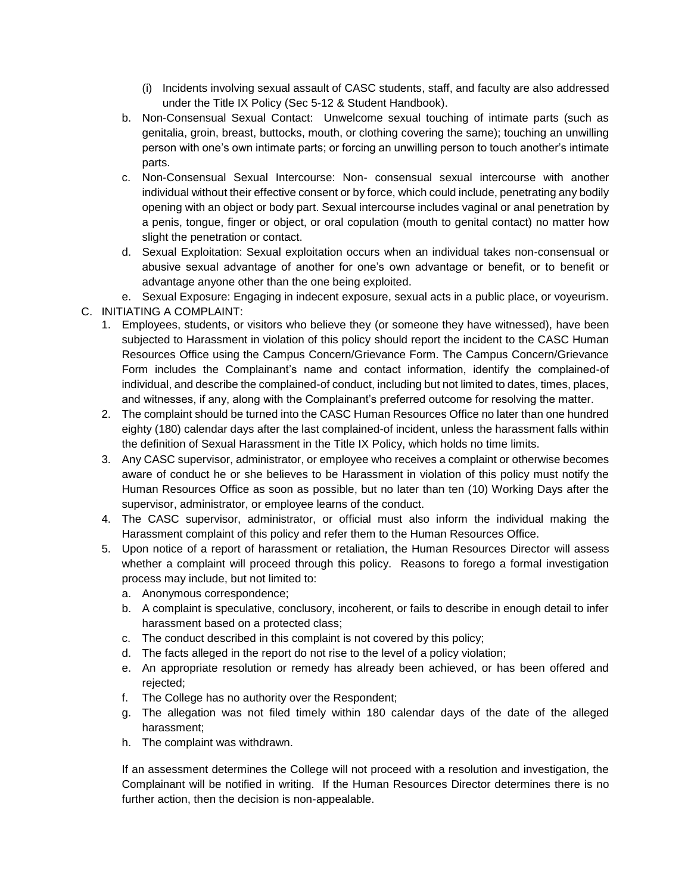(i) Incidents involving sexual assault of CASC students, staff, and faculty are also addressed under the Title IX Policy (Sec 5-12 & Student Handbook).

   b. Non-Consensual Sexual Contact: Unwelcome sexual touching of intimate parts (such as genitalia, groin, breast, buttocks, mouth, or clothing covering the same); touching an unwilling person with one's own intimate parts; or forcing an unwilling person to touch another's intimate parts.
   c. Non-Consensual Sexual Intercourse: Non- consensual sexual intercourse with another individual without their effective consent or by force, which could include, penetrating any bodily opening with an object or body part. Sexual intercourse includes vaginal or anal penetration by a penis, tongue, finger or object, or oral copulation (mouth to genital contact) no matter how slight the penetration or contact.
   d. Sexual Exploitation: Sexual exploitation occurs when an individual takes non-consensual or abusive sexual advantage of another for one's own advantage or benefit, or to benefit or advantage anyone other than the one being exploited.
   e. Sexual Exposure: Engaging in indecent exposure, sexual acts in a public place, or voyeurism.

C. INITIATING A COMPLAINT:

1. Employees, students, or visitors who believe they (or someone they have witnessed), have been subjected to Harassment in violation of this policy should report the incident to the CASC Human Resources Office using the Campus Concern/Grievance Form. The Campus Concern/Grievance Form includes the Complainant's name and contact information, identify the complained-of individual, and describe the complained-of conduct, including but not limited to dates, times, places, and witnesses, if any, along with the Complainant's preferred outcome for resolving the matter.
2. The complaint should be turned into the CASC Human Resources Office no later than one hundred eighty (180) calendar days after the last complained-of incident, unless the harassment falls within the definition of Sexual Harassment in the Title IX Policy, which holds no time limits.
3. Any CASC supervisor, administrator, or employee who receives a complaint or otherwise becomes aware of conduct he or she believes to be Harassment in violation of this policy must notify the Human Resources Office as soon as possible, but no later than ten (10) Working Days after the supervisor, administrator, or employee learns of the conduct.
4. The CASC supervisor, administrator, or official must also inform the individual making the Harassment complaint of this policy and refer them to the Human Resources Office.
5. Upon notice of a report of harassment or retaliation, the Human Resources Director will assess whether a complaint will proceed through this policy. Reasons to forego a formal investigation process may include, but not limited to:
   a. Anonymous correspondence;
   b. A complaint is speculative, conclusory, incoherent, or fails to describe in enough detail to infer harassment based on a protected class;
   c. The conduct described in this complaint is not covered by this policy;
   d. The facts alleged in the report do not rise to the level of a policy violation;
   e. An appropriate resolution or remedy has already been achieved, or has been offered and rejected;
   f. The College has no authority over the Respondent;
   g. The allegation was not filed timely within 180 calendar days of the date of the alleged harassment;
   h. The complaint was withdrawn.

   If an assessment determines the College will not proceed with a resolution and investigation, the Complainant will be notified in writing. If the Human Resources Director determines there is no further action, then the decision is non-appealable.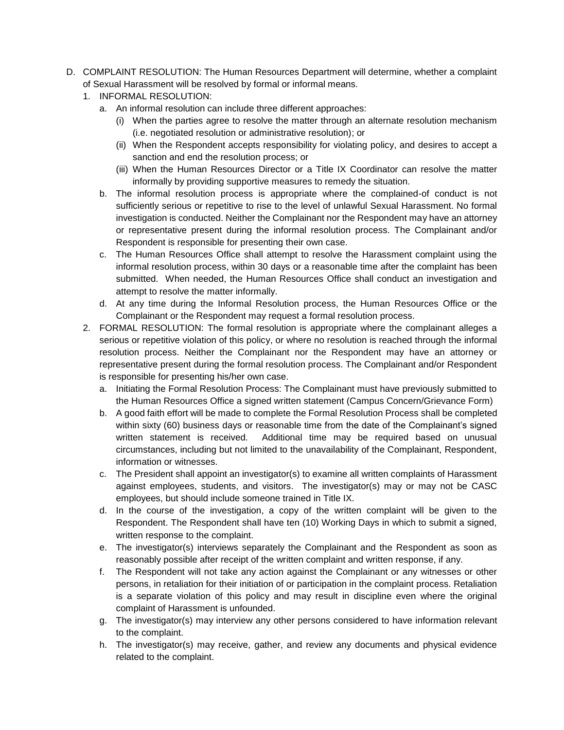D. COMPLAINT RESOLUTION: The Human Resources Department will determine, whether a complaint of Sexual Harassment will be resolved by formal or informal means.

1. INFORMAL RESOLUTION:
   a. An informal resolution can include three different approaches:
      (i) When the parties agree to resolve the matter through an alternate resolution mechanism (i.e. negotiated resolution or administrative resolution); or
      (ii) When the Respondent accepts responsibility for violating policy, and desires to accept a sanction and end the resolution process; or
      (iii) When the Human Resources Director or a Title IX Coordinator can resolve the matter informally by providing supportive measures to remedy the situation.
   b. The informal resolution process is appropriate where the complained-of conduct is not sufficiently serious or repetitive to rise to the level of unlawful Sexual Harassment. No formal investigation is conducted. Neither the Complainant nor the Respondent may have an attorney or representative present during the informal resolution process. The Complainant and/or Respondent is responsible for presenting their own case.
   c. The Human Resources Office shall attempt to resolve the Harassment complaint using the informal resolution process, within 30 days or a reasonable time after the complaint has been submitted. When needed, the Human Resources Office shall conduct an investigation and attempt to resolve the matter informally.
   d. At any time during the Informal Resolution process, the Human Resources Office or the Complainant or the Respondent may request a formal resolution process.
2. FORMAL RESOLUTION: The formal resolution is appropriate where the complainant alleges a serious or repetitive violation of this policy, or where no resolution is reached through the informal resolution process. Neither the Complainant nor the Respondent may have an attorney or representative present during the formal resolution process. The Complainant and/or Respondent is responsible for presenting his/her own case.
   a. Initiating the Formal Resolution Process: The Complainant must have previously submitted to the Human Resources Office a signed written statement (Campus Concern/Grievance Form)
   b. A good faith effort will be made to complete the Formal Resolution Process shall be completed within sixty (60) business days or reasonable time from the date of the Complainant's signed written statement is received. Additional time may be required based on unusual circumstances, including but not limited to the unavailability of the Complainant, Respondent, information or witnesses.
   c. The President shall appoint an investigator(s) to examine all written complaints of Harassment against employees, students, and visitors. The investigator(s) may or may not be CASC employees, but should include someone trained in Title IX.
   d. In the course of the investigation, a copy of the written complaint will be given to the Respondent. The Respondent shall have ten (10) Working Days in which to submit a signed, written response to the complaint.
   e. The investigator(s) interviews separately the Complainant and the Respondent as soon as reasonably possible after receipt of the written complaint and written response, if any.
   f. The Respondent will not take any action against the Complainant or any witnesses or other persons, in retaliation for their initiation of or participation in the complaint process. Retaliation is a separate violation of this policy and may result in discipline even where the original complaint of Harassment is unfounded.
   g. The investigator(s) may interview any other persons considered to have information relevant to the complaint.
   h. The investigator(s) may receive, gather, and review any documents and physical evidence related to the complaint.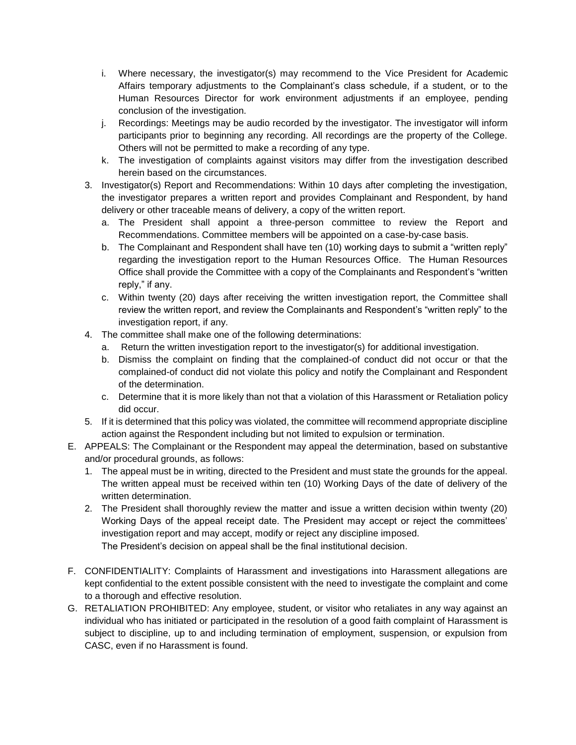i. Where necessary, the investigator(s) may recommend to the Vice President for Academic Affairs temporary adjustments to the Complainant's class schedule, if a student, or to the Human Resources Director for work environment adjustments if an employee, pending conclusion of the investigation.
   j. Recordings: Meetings may be audio recorded by the investigator. The investigator will inform participants prior to beginning any recording. All recordings are the property of the College. Others will not be permitted to make a recording of any type.
   k. The investigation of complaints against visitors may differ from the investigation described herein based on the circumstances.
3. Investigator(s) Report and Recommendations: Within 10 days after completing the investigation, the investigator prepares a written report and provides Complainant and Respondent, by hand delivery or other traceable means of delivery, a copy of the written report.
   a. The President shall appoint a three-person committee to review the Report and Recommendations. Committee members will be appointed on a case-by-case basis.
   b. The Complainant and Respondent shall have ten (10) working days to submit a "written reply" regarding the investigation report to the Human Resources Office. The Human Resources Office shall provide the Committee with a copy of the Complainants and Respondent's "written reply," if any.
   c. Within twenty (20) days after receiving the written investigation report, the Committee shall review the written report, and review the Complainants and Respondent's "written reply" to the investigation report, if any.
4. The committee shall make one of the following determinations:
   a. Return the written investigation report to the investigator(s) for additional investigation.
   b. Dismiss the complaint on finding that the complained-of conduct did not occur or that the complained-of conduct did not violate this policy and notify the Complainant and Respondent of the determination.
   c. Determine that it is more likely than not that a violation of this Harassment or Retaliation policy did occur.
5. If it is determined that this policy was violated, the committee will recommend appropriate discipline action against the Respondent including but not limited to expulsion or termination.

E. APPEALS: The Complainant or the Respondent may appeal the determination, based on substantive and/or procedural grounds, as follows:
   1. The appeal must be in writing, directed to the President and must state the grounds for the appeal. The written appeal must be received within ten (10) Working Days of the date of delivery of the written determination.
   2. The President shall thoroughly review the matter and issue a written decision within twenty (20) Working Days of the appeal receipt date. The President may accept or reject the committees' investigation report and may accept, modify or reject any discipline imposed.
      The President's decision on appeal shall be the final institutional decision.

F. CONFIDENTIALITY: Complaints of Harassment and investigations into Harassment allegations are kept confidential to the extent possible consistent with the need to investigate the complaint and come to a thorough and effective resolution.

G. RETALIATION PROHIBITED: Any employee, student, or visitor who retaliates in any way against an individual who has initiated or participated in the resolution of a good faith complaint of Harassment is subject to discipline, up to and including termination of employment, suspension, or expulsion from CASC, even if no Harassment is found.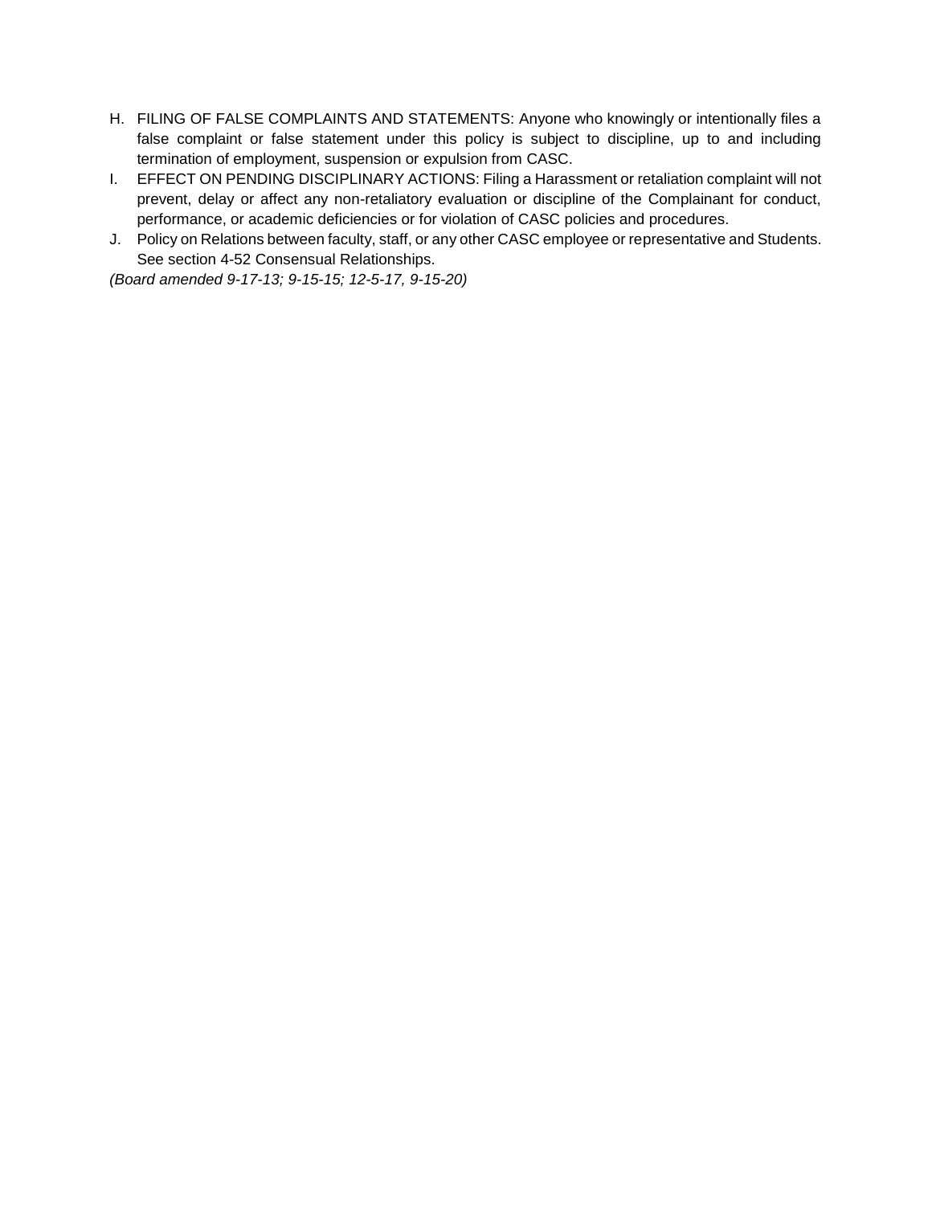H. FILING OF FALSE COMPLAINTS AND STATEMENTS: Anyone who knowingly or intentionally files a false complaint or false statement under this policy is subject to discipline, up to and including termination of employment, suspension or expulsion from CASC.

I. EFFECT ON PENDING DISCIPLINARY ACTIONS: Filing a Harassment or retaliation complaint will not prevent, delay or affect any non-retaliatory evaluation or discipline of the Complainant for conduct, performance, or academic deficiencies or for violation of CASC policies and procedures.

J. Policy on Relations between faculty, staff, or any other CASC employee or representative and Students. See section 4-52 Consensual Relationships.

*(Board amended 9-17-13; 9-15-15; 12-5-17, 9-15-20)*